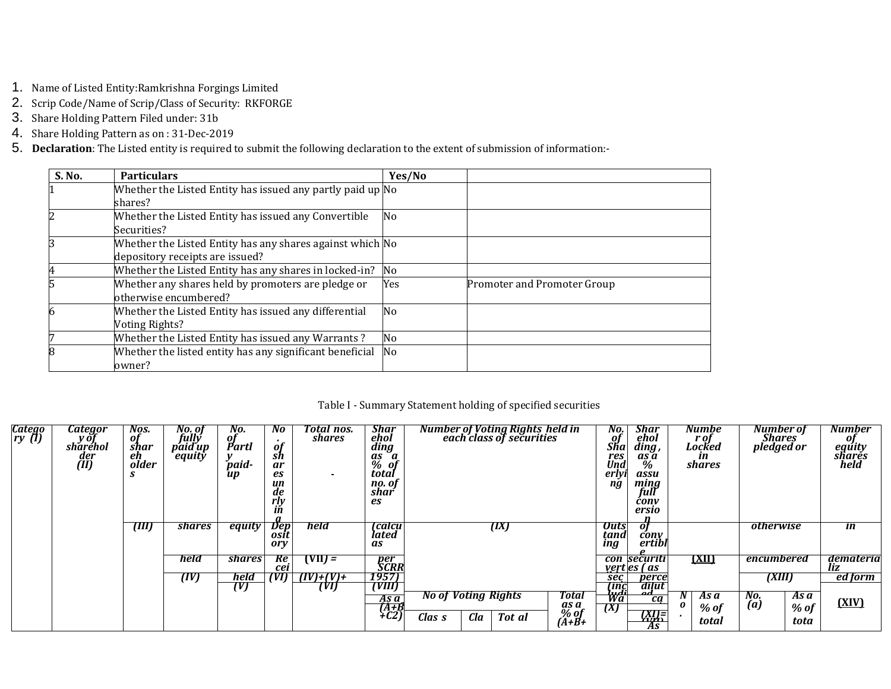1. Name of Listed Entity:Ramkrishna Forgings Limited
2. Scrip Code/Name of Scrip/Class of Security: RKFORGE
3. Share Holding Pattern Filed under: 31b
4. Share Holding Pattern as on : 31-Dec-2019
5. **Declaration**: The Listed entity is required to submit the following declaration to the extent of submission of information:-

| S. No. | Particulars | Yes/No | |
|---|---|---|---|
| 1 | Whether the Listed Entity has issued any partly paid up shares? | No | |
| 2 | Whether the Listed Entity has issued any Convertible Securities? | No | |
| 3 | Whether the Listed Entity has any shares against which depository receipts are issued? | No | |
| 4 | Whether the Listed Entity has any shares in locked-in? | No | |
| 5 | Whether any shares held by promoters are pledge or otherwise encumbered? | Yes | Promoter and Promoter Group |
| 6 | Whether the Listed Entity has issued any differential Voting Rights? | No | |
| 7 | Whether the Listed Entity has issued any Warrants ? | No | |
| 8 | Whether the listed entity has any significant beneficial owner? | No | |

Table I - Summary Statement holding of specified securities

| Category (I) | Category of shareholder (II) | Nos. of shareholders (III) | No. of fully paid up equity shares held (IV) | No. of Partly paid-up equity shares held (V) | No. of shares underlying Depository Receipts (VI) | Total nos. shares held (VII) = (IV)+(V)+(VI) | Shareholding as a % of total no. of shares (calculated as per SCRR 1957) (VIII) As a % of (A+B+C2) | Number of Voting Rights held in each class of securities (IX) | | | | No. of Shares Underlying Outstanding convertible securities (including Warrants) (X) | Shareholding, as a % assuming full conversion of convertible securities ( as a percentage of diluted share capital) (XI)= (VII)+(X) As a % of (A+B+C2) | Number of Locked in shares (XII) | | Number of Shares pledged or otherwise encumbered (XIII) | | Number of equity shares held in dematerialized form (XIV) |
|---|---|---|---|---|---|---|---|---|---|---|---|---|---|---|---|---|---|---|
| | | | | | | | | No of Voting Rights | | | Total as a % of (A+B+C) | | | No. | As a % of total | No. (a) | As a % of total | |
| | | | | | | | | Class | Class | Total | | | | | | | | |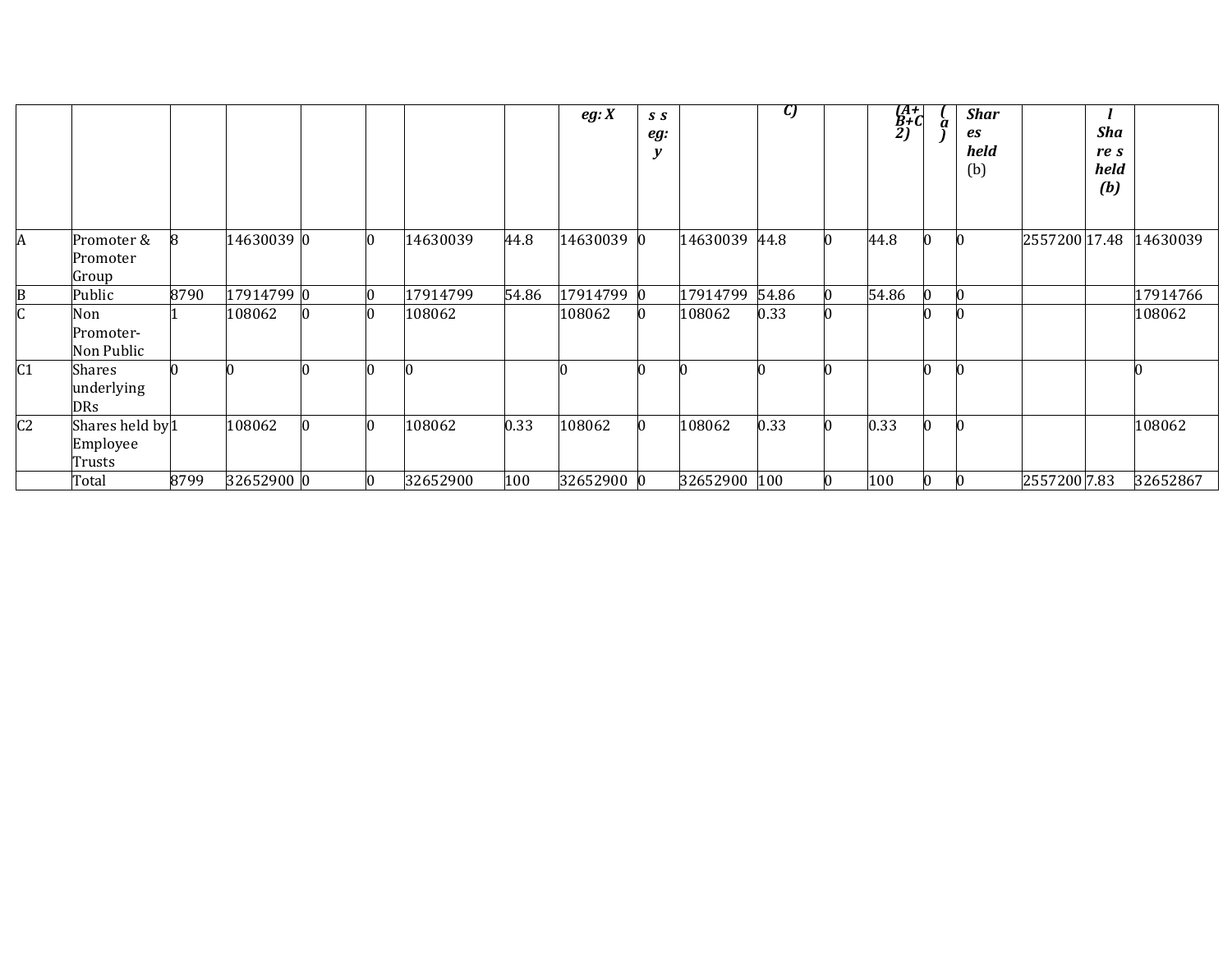| | | | | | | | | eg: X | s s eg: y | | C) | | (A+ B+C 2) | ( a ) | Shar es held (b) | | l Sha re s held (b) | |
|---|---|---|---|---|---|---|---|---|---|---|---|---|---|---|---|---|---|---|
| A | Promoter & Promoter Group | 8 | 14630039 | 0 | 0 | 14630039 | 44.8 | 14630039 | 0 | 14630039 | 44.8 | 0 | 44.8 | 0 | 0 | 2557200 | 17.48 | 14630039 |
| B | Public | 8790 | 17914799 | 0 | 0 | 17914799 | 54.86 | 17914799 | 0 | 17914799 | 54.86 | 0 | 54.86 | 0 | 0 | | | 17914766 |
| C | Non Promoter- Non Public | 1 | 108062 | 0 | 0 | 108062 | | 108062 | 0 | 108062 | 0.33 | 0 | | 0 | 0 | | | 108062 |
| C1 | Shares underlying DRs | 0 | 0 | 0 | 0 | 0 | | 0 | 0 | 0 | 0 | 0 | | 0 | 0 | | | 0 |
| C2 | Shares held by Employee Trusts | 1 | 108062 | 0 | 0 | 108062 | 0.33 | 108062 | 0 | 108062 | 0.33 | 0 | 0.33 | 0 | 0 | | | 108062 |
| | Total | 8799 | 32652900 | 0 | 0 | 32652900 | 100 | 32652900 | 0 | 32652900 | 100 | 0 | 100 | 0 | 0 | 2557200 | 7.83 | 32652867 |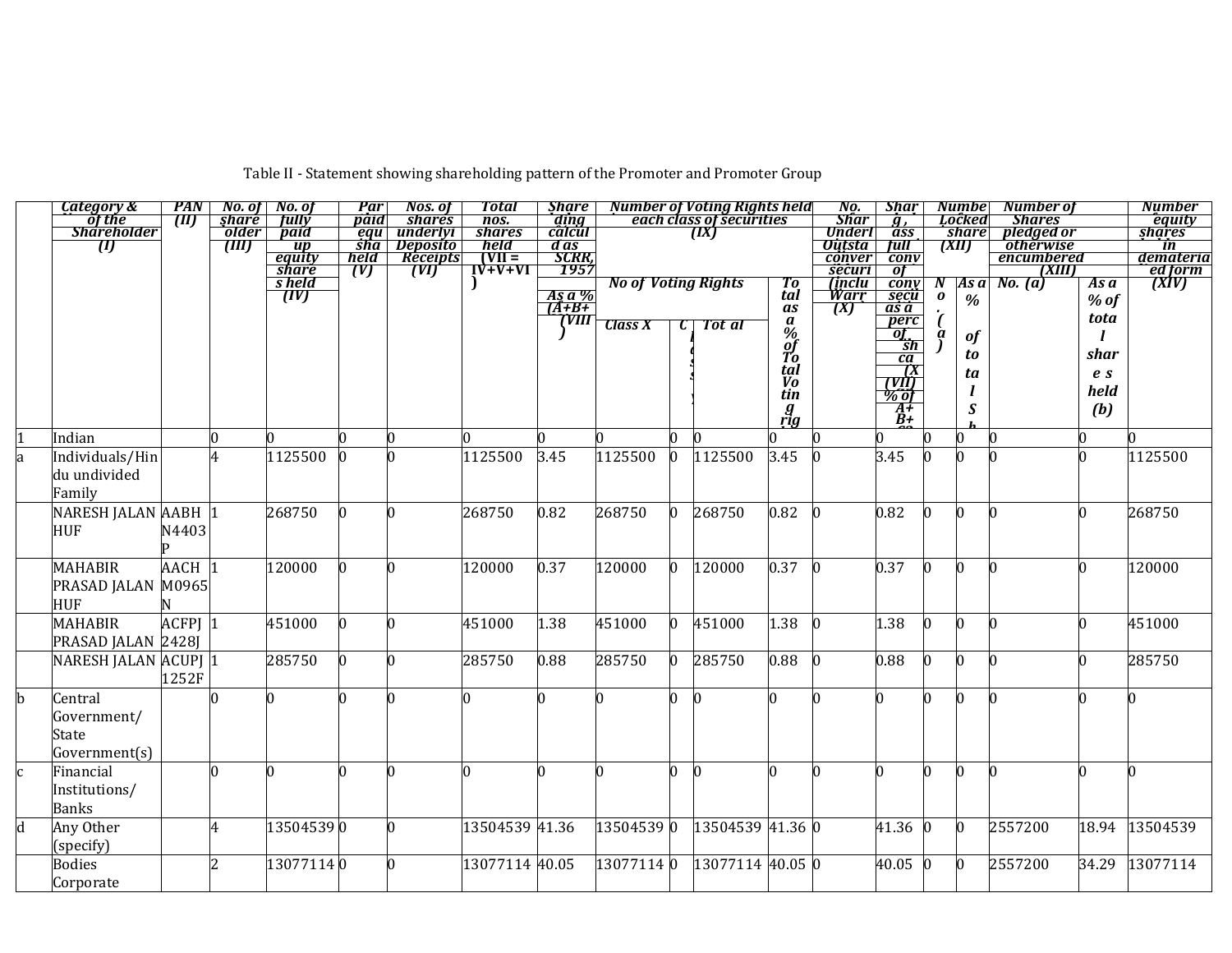Table II - Statement showing shareholding pattern of the Promoter and Promoter Group

| | Category & Name of the Shareholder (I) | PAN (II) | No. of shareholder (III) | No. of fully paid up equity shares held (IV) | Partly paid-up equity shares held (V) | Nos. of shares underlying Depository Receipts (VI) | Total nos. shares held (VII = IV+V+VI) | Shareholding calculated as per SCRR, 1957 As a % of (A+B+C2) (VIII) | Number of Voting Rights held in each class of securities (IX) | | | | No. of Shares Underlying Outstanding convertible securities (including Warrants) (X) | Shareholding, as a % assuming full conversion of convertible securities (as a percentage of diluted share capital) (XI) = (VII)+(X) as a % of A+B+C2 | Number of Locked in shares (XII) | | Number of Shares pledged or otherwise encumbered (XIII) | | Number of equity shares held in dematerialized form (XIV) |
|---|---|---|---|---|---|---|---|---|---|---|---|---|---|---|---|---|---|---|---|
| | | | | | | | | | No of Voting Rights | | | Total as a % of Total Voting rights | | | No. (a) | As a % of total Shares held (b) | No. (a) | As a % of total shares held (b) | |
| | | | | | | | | | Class X | Class Y | Total | | | | | | | | |
| 1 | Indian | | 0 | 0 | 0 | 0 | 0 | 0 | 0 | 0 | 0 | 0 | 0 | 0 | 0 | 0 | 0 | 0 | 0 |
| a | Individuals/Hindu undivided Family | | 4 | 1125500 | 0 | 0 | 1125500 | 3.45 | 1125500 | 0 | 1125500 | 3.45 | 0 | 3.45 | 0 | 0 | 0 | 0 | 1125500 |
| | NARESH JALAN HUF | AABHN4403P | 1 | 268750 | 0 | 0 | 268750 | 0.82 | 268750 | 0 | 268750 | 0.82 | 0 | 0.82 | 0 | 0 | 0 | 0 | 268750 |
| | MAHABIR PRASAD JALAN HUF | AACHM0965N | 1 | 120000 | 0 | 0 | 120000 | 0.37 | 120000 | 0 | 120000 | 0.37 | 0 | 0.37 | 0 | 0 | 0 | 0 | 120000 |
| | MAHABIR PRASAD JALAN | ACFPJ2428J | 1 | 451000 | 0 | 0 | 451000 | 1.38 | 451000 | 0 | 451000 | 1.38 | 0 | 1.38 | 0 | 0 | 0 | 0 | 451000 |
| | NARESH JALAN | ACUPJ1252F | 1 | 285750 | 0 | 0 | 285750 | 0.88 | 285750 | 0 | 285750 | 0.88 | 0 | 0.88 | 0 | 0 | 0 | 0 | 285750 |
| b | Central Government/ State Government(s) | | 0 | 0 | 0 | 0 | 0 | 0 | 0 | 0 | 0 | 0 | 0 | 0 | 0 | 0 | 0 | 0 | 0 |
| c | Financial Institutions/ Banks | | 0 | 0 | 0 | 0 | 0 | 0 | 0 | 0 | 0 | 0 | 0 | 0 | 0 | 0 | 0 | 0 | 0 |
| d | Any Other (specify) | | 4 | 13504539 | 0 | 0 | 13504539 | 41.36 | 13504539 | 0 | 13504539 | 41.36 | 0 | 41.36 | 0 | 0 | 2557200 | 18.94 | 13504539 |
| | Bodies Corporate | | 2 | 13077114 | 0 | 0 | 13077114 | 40.05 | 13077114 | 0 | 13077114 | 40.05 | 0 | 40.05 | 0 | 0 | 2557200 | 34.29 | 13077114 |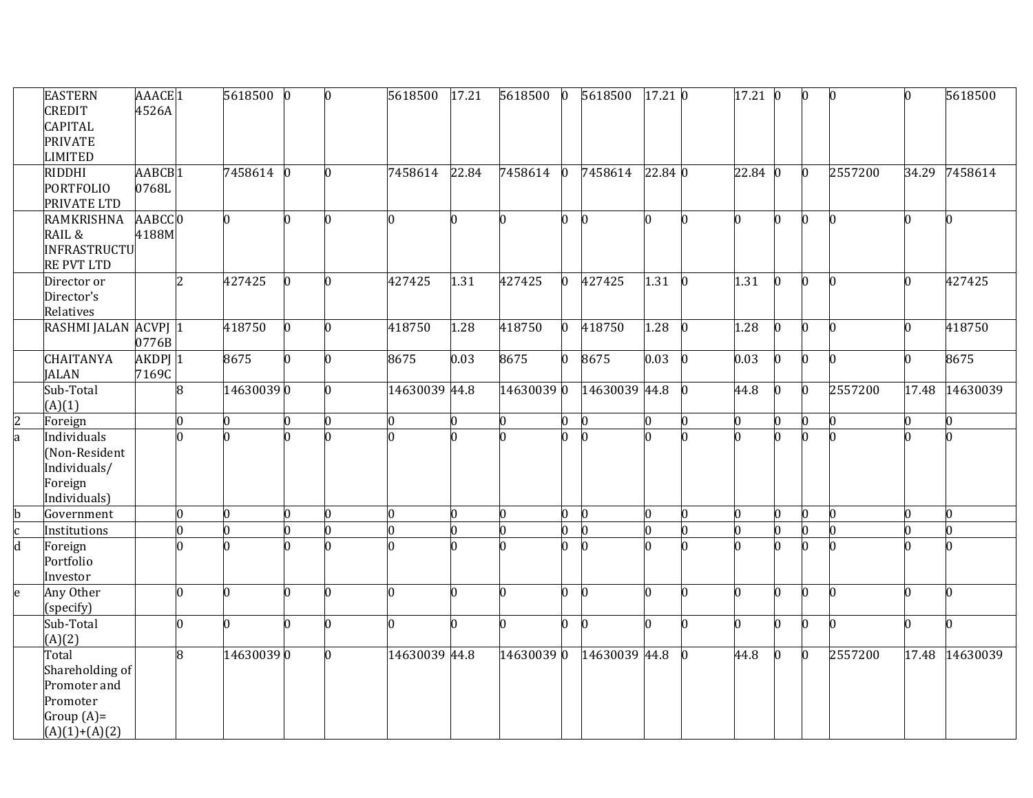| | | | | | | | | | | | | | | | | | | | | |
|---|---|---|---|---|---|---|---|---|---|---|---|---|---|---|---|---|---|---|---|---|
| | EASTERN CREDIT CAPITAL PRIVATE LIMITED | AAACE4526A | 1 | 5618500 | 0 | 0 | 5618500 | 17.21 | 5618500 | 0 | 5618500 | 17.21 | 0 | 17.21 | 0 | 0 | 0 | 0 | 5618500 |
| | RIDDHI PORTFOLIO PRIVATE LTD | AABCB0768L | 1 | 7458614 | 0 | 0 | 7458614 | 22.84 | 7458614 | 0 | 7458614 | 22.84 | 0 | 22.84 | 0 | 0 | 2557200 | 34.29 | 7458614 |
| | RAMKRISHNA RAIL & INFRASTRUCTURE PVT LTD | AABCC4188M | 0 | 0 | 0 | 0 | 0 | 0 | 0 | 0 | 0 | 0 | 0 | 0 | 0 | 0 | 0 | 0 | 0 |
| | Director or Director's Relatives | | 2 | 427425 | 0 | 0 | 427425 | 1.31 | 427425 | 0 | 427425 | 1.31 | 0 | 1.31 | 0 | 0 | 0 | 0 | 427425 |
| | RASHMI JALAN | ACVPJ0776B | 1 | 418750 | 0 | 0 | 418750 | 1.28 | 418750 | 0 | 418750 | 1.28 | 0 | 1.28 | 0 | 0 | 0 | 0 | 418750 |
| | CHAITANYA JALAN | AKDPJ7169C | 1 | 8675 | 0 | 0 | 8675 | 0.03 | 8675 | 0 | 8675 | 0.03 | 0 | 0.03 | 0 | 0 | 0 | 0 | 8675 |
| | Sub-Total (A)(1) | | 8 | 14630039 | 0 | 0 | 14630039 | 44.8 | 14630039 | 0 | 14630039 | 44.8 | 0 | 44.8 | 0 | 0 | 2557200 | 17.48 | 14630039 |
| 2 | Foreign | | 0 | 0 | 0 | 0 | 0 | 0 | 0 | 0 | 0 | 0 | 0 | 0 | 0 | 0 | 0 | 0 | 0 |
| a | Individuals (Non-Resident Individuals/ Foreign Individuals) | | 0 | 0 | 0 | 0 | 0 | 0 | 0 | 0 | 0 | 0 | 0 | 0 | 0 | 0 | 0 | 0 | 0 |
| b | Government | | 0 | 0 | 0 | 0 | 0 | 0 | 0 | 0 | 0 | 0 | 0 | 0 | 0 | 0 | 0 | 0 | 0 |
| c | Institutions | | 0 | 0 | 0 | 0 | 0 | 0 | 0 | 0 | 0 | 0 | 0 | 0 | 0 | 0 | 0 | 0 | 0 |
| d | Foreign Portfolio Investor | | 0 | 0 | 0 | 0 | 0 | 0 | 0 | 0 | 0 | 0 | 0 | 0 | 0 | 0 | 0 | 0 | 0 |
| e | Any Other (specify) | | 0 | 0 | 0 | 0 | 0 | 0 | 0 | 0 | 0 | 0 | 0 | 0 | 0 | 0 | 0 | 0 | 0 |
| | Sub-Total (A)(2) | | 0 | 0 | 0 | 0 | 0 | 0 | 0 | 0 | 0 | 0 | 0 | 0 | 0 | 0 | 0 | 0 | 0 |
| | Total Shareholding of Promoter and Promoter Group (A)=(A)(1)+(A)(2) | | 8 | 14630039 | 0 | 0 | 14630039 | 44.8 | 14630039 | 0 | 14630039 | 44.8 | 0 | 44.8 | 0 | 0 | 2557200 | 17.48 | 14630039 |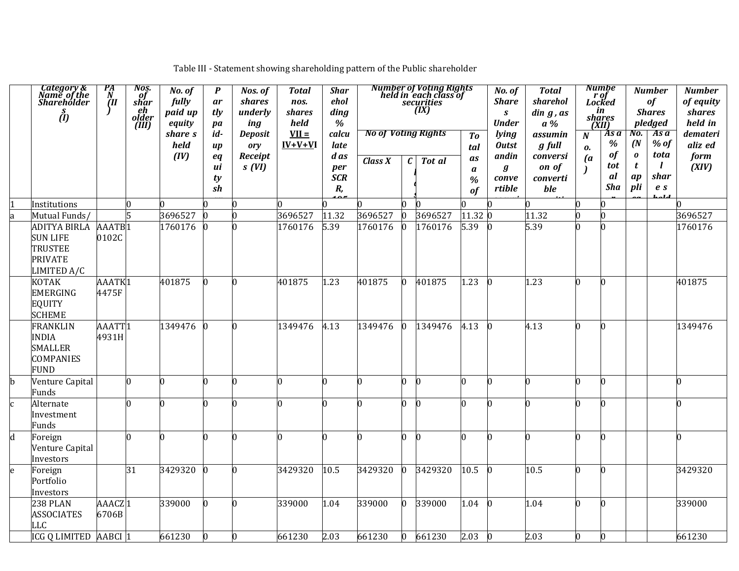Table III - Statement showing shareholding pattern of the Public shareholder

| | Category & Name of the Shareholders (I) | PAN (II) | Nos. of shareholder (III) | No. of fully paid up equity shares held (IV) | Partly paid-up equity sh... | Nos. of shares underlying Depository Receipts (VI) | Total nos. shares held VII = IV+V+VI | Shareholding % calculated as per SCRR, 195... | Number of Voting Rights held in each class of securities (IX) | | | | No. of Shares Underlying Outstanding convertible securi... | Total shareholding , as a % assuming full conversion of convertible securiti... | Number of Locked in shares (XII) | | Number of Shares pledged | | Number of equity shares held in dematerialized form (XIV) |
|---|---|---|---|---|---|---|---|---|---|---|---|---|---|---|---|---|---|---|---|
| | | | | | | | | | No of Voting Rights | | | Total as a % of... | | | No. (a) | As a % of total Shar... | No. (Not applica... | As a % of total shares held... | |
| | | | | | | | | | Class X | C... | Total | | | | | | | | |
| 1 | Institutions | | 0 | 0 | 0 | 0 | 0 | 0 | 0 | 0 | 0 | 0 | 0 | 0 | 0 | 0 | | | 0 |
| a | Mutual Funds/ | | 5 | 3696527 | 0 | 0 | 3696527 | 11.32 | 3696527 | 0 | 3696527 | 11.32 | 0 | 11.32 | 0 | 0 | | | 3696527 |
| | ADITYA BIRLA SUN LIFE TRUSTEE PRIVATE LIMITED A/C | AAATB0102C | 1 | 1760176 | 0 | 0 | 1760176 | 5.39 | 1760176 | 0 | 1760176 | 5.39 | 0 | 5.39 | 0 | 0 | | | 1760176 |
| | KOTAK EMERGING EQUITY SCHEME | AAATK4475F | 1 | 401875 | 0 | 0 | 401875 | 1.23 | 401875 | 0 | 401875 | 1.23 | 0 | 1.23 | 0 | 0 | | | 401875 |
| | FRANKLIN INDIA SMALLER COMPANIES FUND | AAATT4931H | 1 | 1349476 | 0 | 0 | 1349476 | 4.13 | 1349476 | 0 | 1349476 | 4.13 | 0 | 4.13 | 0 | 0 | | | 1349476 |
| b | Venture Capital Funds | | 0 | 0 | 0 | 0 | 0 | 0 | 0 | 0 | 0 | 0 | 0 | 0 | 0 | 0 | | | 0 |
| c | Alternate Investment Funds | | 0 | 0 | 0 | 0 | 0 | 0 | 0 | 0 | 0 | 0 | 0 | 0 | 0 | 0 | | | 0 |
| d | Foreign Venture Capital Investors | | 0 | 0 | 0 | 0 | 0 | 0 | 0 | 0 | 0 | 0 | 0 | 0 | 0 | 0 | | | 0 |
| e | Foreign Portfolio Investors | | 31 | 3429320 | 0 | 0 | 3429320 | 10.5 | 3429320 | 0 | 3429320 | 10.5 | 0 | 10.5 | 0 | 0 | | | 3429320 |
| | 238 PLAN ASSOCIATES LLC | AAACZ6706B | 1 | 339000 | 0 | 0 | 339000 | 1.04 | 339000 | 0 | 339000 | 1.04 | 0 | 1.04 | 0 | 0 | | | 339000 |
| | ICG Q LIMITED | AABCI | 1 | 661230 | 0 | 0 | 661230 | 2.03 | 661230 | 0 | 661230 | 2.03 | 0 | 2.03 | 0 | 0 | | | 661230 |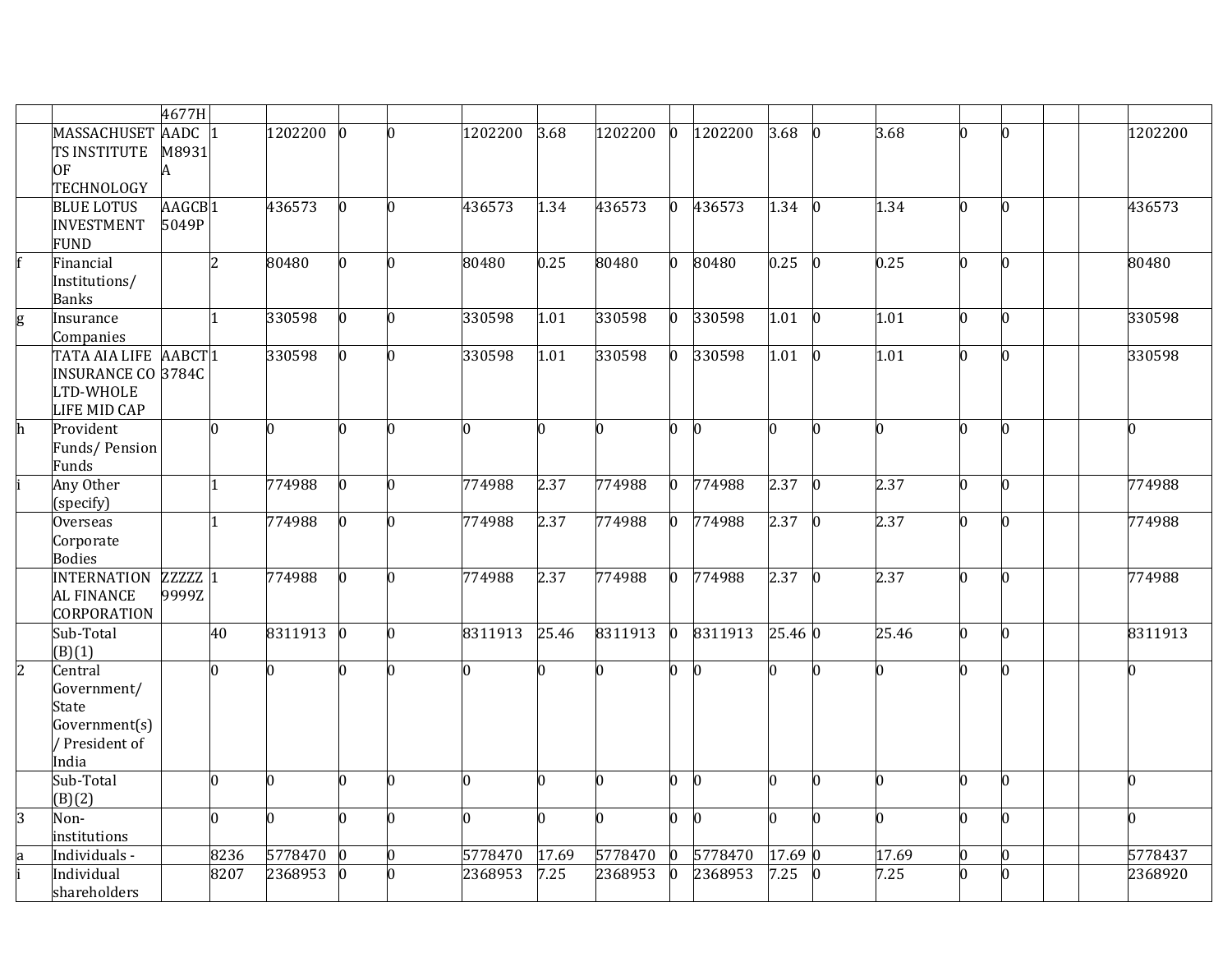| | | 4677H | | | | | | | | | | | | | | | | | |
|---|---|---|---|---|---|---|---|---|---|---|---|---|---|---|---|---|---|---|---|
| | MASSACHUSETTS INSTITUTE OF TECHNOLOGY | AADCM8931A | 1 | 1202200 | 0 | 0 | 1202200 | 3.68 | 1202200 | 0 | 1202200 | 3.68 | 0 | 3.68 | 0 | 0 | | | 1202200 |
| | BLUE LOTUS INVESTMENT FUND | AAGCB5049P | 1 | 436573 | 0 | 0 | 436573 | 1.34 | 436573 | 0 | 436573 | 1.34 | 0 | 1.34 | 0 | 0 | | | 436573 |
| f | Financial Institutions/ Banks | | 2 | 80480 | 0 | 0 | 80480 | 0.25 | 80480 | 0 | 80480 | 0.25 | 0 | 0.25 | 0 | 0 | | | 80480 |
| g | Insurance Companies | | 1 | 330598 | 0 | 0 | 330598 | 1.01 | 330598 | 0 | 330598 | 1.01 | 0 | 1.01 | 0 | 0 | | | 330598 |
| | TATA AIA LIFE INSURANCE CO LTD-WHOLE LIFE MID CAP | AABCT3784C | 1 | 330598 | 0 | 0 | 330598 | 1.01 | 330598 | 0 | 330598 | 1.01 | 0 | 1.01 | 0 | 0 | | | 330598 |
| h | Provident Funds/ Pension Funds | | 0 | 0 | 0 | 0 | 0 | 0 | 0 | 0 | 0 | 0 | 0 | 0 | 0 | 0 | | | 0 |
| i | Any Other (specify) | | 1 | 774988 | 0 | 0 | 774988 | 2.37 | 774988 | 0 | 774988 | 2.37 | 0 | 2.37 | 0 | 0 | | | 774988 |
| | Overseas Corporate Bodies | | 1 | 774988 | 0 | 0 | 774988 | 2.37 | 774988 | 0 | 774988 | 2.37 | 0 | 2.37 | 0 | 0 | | | 774988 |
| | INTERNATIONAL FINANCE CORPORATION | ZZZZZ9999Z | 1 | 774988 | 0 | 0 | 774988 | 2.37 | 774988 | 0 | 774988 | 2.37 | 0 | 2.37 | 0 | 0 | | | 774988 |
| | Sub-Total (B)(1) | | 40 | 8311913 | 0 | 0 | 8311913 | 25.46 | 8311913 | 0 | 8311913 | 25.46 | 0 | 25.46 | 0 | 0 | | | 8311913 |
| 2 | Central Government/ State Government(s) / President of India | | 0 | 0 | 0 | 0 | 0 | 0 | 0 | 0 | 0 | 0 | 0 | 0 | 0 | 0 | | | 0 |
| | Sub-Total (B)(2) | | 0 | 0 | 0 | 0 | 0 | 0 | 0 | 0 | 0 | 0 | 0 | 0 | 0 | 0 | | | 0 |
| 3 | Non-institutions | | 0 | 0 | 0 | 0 | 0 | 0 | 0 | 0 | 0 | 0 | 0 | 0 | 0 | 0 | | | 0 |
| a | Individuals - | | 8236 | 5778470 | 0 | 0 | 5778470 | 17.69 | 5778470 | 0 | 5778470 | 17.69 | 0 | 17.69 | 0 | 0 | | | 5778437 |
| i | Individual shareholders | | 8207 | 2368953 | 0 | 0 | 2368953 | 7.25 | 2368953 | 0 | 2368953 | 7.25 | 0 | 7.25 | 0 | 0 | | | 2368920 |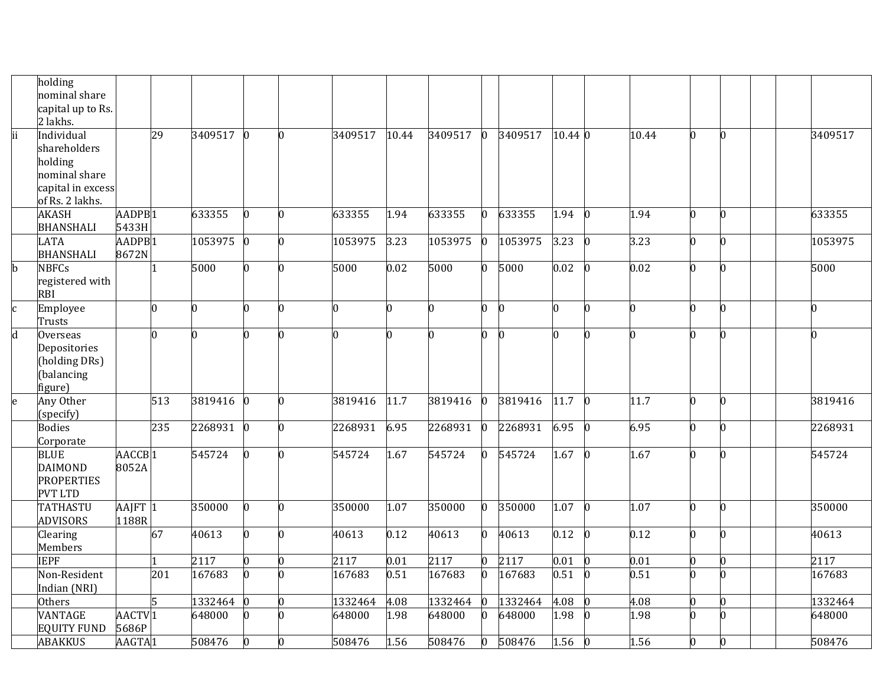|  | holding nominal share capital up to Rs. 2 lakhs. |  |  |  |  |  |  |  |  |  |  |  |  |  |  |  |  |  |  |
|---|---|---|---|---|---|---|---|---|---|---|---|---|---|---|---|---|---|---|---|
| ii | Individual shareholders holding nominal share capital in excess of Rs. 2 lakhs. |  | 29 | 3409517 | 0 | 0 | 3409517 | 10.44 | 3409517 | 0 | 3409517 | 10.44 | 0 | 10.44 | 0 | 0 |  |  | 3409517 |
|  | AKASH BHANSHALI | AADPB5433H | 1 | 633355 | 0 | 0 | 633355 | 1.94 | 633355 | 0 | 633355 | 1.94 | 0 | 1.94 | 0 | 0 |  |  | 633355 |
|  | LATA BHANSHALI | AADPB8672N | 1 | 1053975 | 0 | 0 | 1053975 | 3.23 | 1053975 | 0 | 1053975 | 3.23 | 0 | 3.23 | 0 | 0 |  |  | 1053975 |
| b | NBFCs registered with RBI |  | 1 | 5000 | 0 | 0 | 5000 | 0.02 | 5000 | 0 | 5000 | 0.02 | 0 | 0.02 | 0 | 0 |  |  | 5000 |
| c | Employee Trusts |  | 0 | 0 | 0 | 0 | 0 | 0 | 0 | 0 | 0 | 0 | 0 | 0 | 0 | 0 |  |  | 0 |
| d | Overseas Depositories (holding DRs) (balancing figure) |  | 0 | 0 | 0 | 0 | 0 | 0 | 0 | 0 | 0 | 0 | 0 | 0 | 0 | 0 |  |  | 0 |
| e | Any Other (specify) |  | 513 | 3819416 | 0 | 0 | 3819416 | 11.7 | 3819416 | 0 | 3819416 | 11.7 | 0 | 11.7 | 0 | 0 |  |  | 3819416 |
|  | Bodies Corporate |  | 235 | 2268931 | 0 | 0 | 2268931 | 6.95 | 2268931 | 0 | 2268931 | 6.95 | 0 | 6.95 | 0 | 0 |  |  | 2268931 |
|  | BLUE DAIMOND PROPERTIES PVT LTD | AACCB8052A | 1 | 545724 | 0 | 0 | 545724 | 1.67 | 545724 | 0 | 545724 | 1.67 | 0 | 1.67 | 0 | 0 |  |  | 545724 |
|  | TATHASTU ADVISORS | AAJFT1188R | 1 | 350000 | 0 | 0 | 350000 | 1.07 | 350000 | 0 | 350000 | 1.07 | 0 | 1.07 | 0 | 0 |  |  | 350000 |
|  | Clearing Members |  | 67 | 40613 | 0 | 0 | 40613 | 0.12 | 40613 | 0 | 40613 | 0.12 | 0 | 0.12 | 0 | 0 |  |  | 40613 |
|  | IEPF |  | 1 | 2117 | 0 | 0 | 2117 | 0.01 | 2117 | 0 | 2117 | 0.01 | 0 | 0.01 | 0 | 0 |  |  | 2117 |
|  | Non-Resident Indian (NRI) |  | 201 | 167683 | 0 | 0 | 167683 | 0.51 | 167683 | 0 | 167683 | 0.51 | 0 | 0.51 | 0 | 0 |  |  | 167683 |
|  | Others |  | 5 | 1332464 | 0 | 0 | 1332464 | 4.08 | 1332464 | 0 | 1332464 | 4.08 | 0 | 4.08 | 0 | 0 |  |  | 1332464 |
|  | VANTAGE EQUITY FUND | AACTV5686P | 1 | 648000 | 0 | 0 | 648000 | 1.98 | 648000 | 0 | 648000 | 1.98 | 0 | 1.98 | 0 | 0 |  |  | 648000 |
|  | ABAKKUS | AAGTA | 1 | 508476 | 0 | 0 | 508476 | 1.56 | 508476 | 0 | 508476 | 1.56 | 0 | 1.56 | 0 | 0 |  |  | 508476 |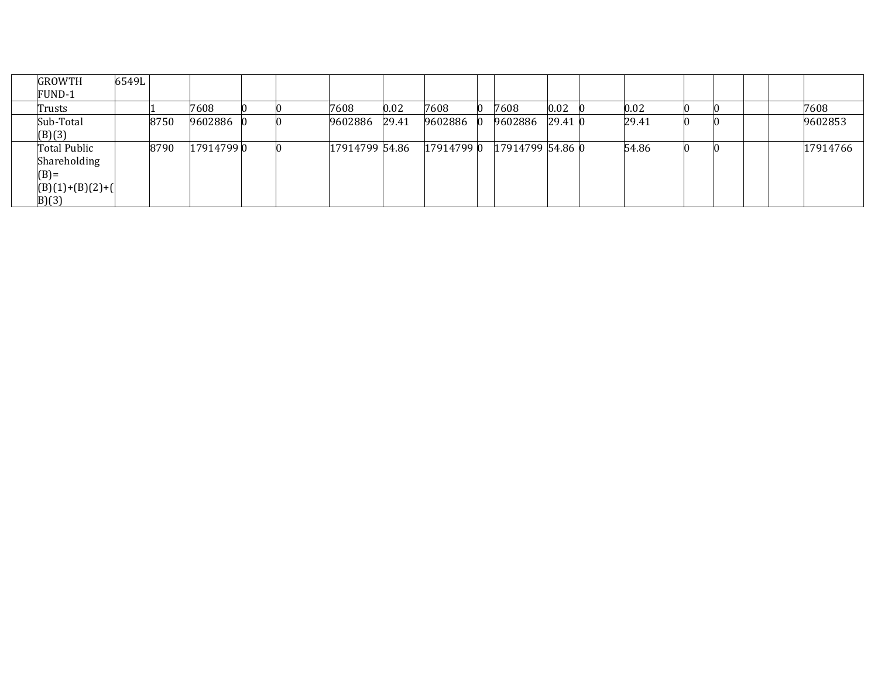| | GROWTH FUND-1 | 6549L | | | | | | | | | | | | | | | | | |
|---|---|---|---|---|---|---|---|---|---|---|---|---|---|---|---|---|---|---|---|
| | Trusts | | 1 | 7608 | 0 | 0 | 7608 | 0.02 | 7608 | 0 | 7608 | 0.02 | 0 | 0.02 | 0 | 0 | | | 7608 |
| | Sub-Total (B)(3) | | 8750 | 9602886 | 0 | 0 | 9602886 | 29.41 | 9602886 | 0 | 9602886 | 29.41 | 0 | 29.41 | 0 | 0 | | | 9602853 |
| | Total Public Shareholding (B)= (B)(1)+(B)(2)+(B)(3) | | 8790 | 17914799 | 0 | 0 | 17914799 | 54.86 | 17914799 | 0 | 17914799 | 54.86 | 0 | 54.86 | 0 | 0 | | | 17914766 |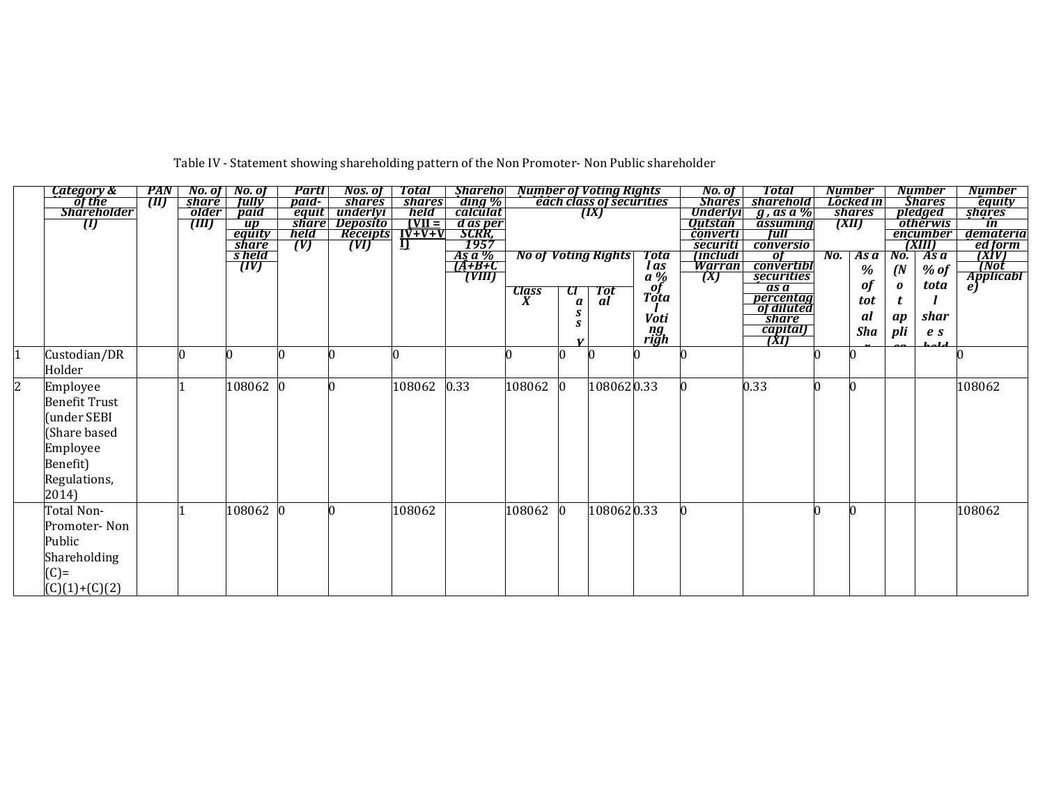Table IV - Statement showing shareholding pattern of the Non Promoter- Non Public shareholder

| | Category & Name of the Shareholder (I) | PAN (II) | No. of shareholder (III) | No. of fully paid up equity shares held (IV) | Partly paid-up equity share held (V) | Nos. of shares underlying Depository Receipts (VI) | Total shares held (VII = IV+V+VI) | Shareholding % calculated as per SCRR, 1957 As a % of (A+B+C2) (VIII) | Number of Voting Rights held in each class of securities (IX) | | | | No. of Shares Underlying Outstanding convertible securities (including Warrants) (X) | Total shareholding , as a % assuming full conversion of convertible securities (as a percentage of diluted share capital) (XI) | Number of Locked in shares (XII) | | Number of Shares pledged or otherwise encumbered (XIII) | | Number of equity shares held in dematerialized form (XIV) (Not Applicable) |
|---|---|---|---|---|---|---|---|---|---|---|---|---|---|---|---|---|---|---|---|
| | | | | | | | | | No of Voting Rights | | | Total as a % of Total Voting rights | | | No. | As a % of total Shares held | No. (Not applicable) | As a % of total shares held | |
| | | | | | | | | | Class X | Class Y | Total | | | | | | | | |
| 1 | Custodian/DR Holder | | 0 | 0 | 0 | 0 | 0 | | 0 | 0 | 0 | 0 | 0 | | 0 | 0 | | | 0 |
| 2 | Employee Benefit Trust (under SEBI (Share based Employee Benefit) Regulations, 2014) | | 1 | 108062 | 0 | 0 | 108062 | 0.33 | 108062 | 0 | 108062 | 0.33 | 0 | 0.33 | 0 | 0 | | | 108062 |
| | Total Non-Promoter- Non Public Shareholding (C)= (C)(1)+(C)(2) | | 1 | 108062 | 0 | 0 | 108062 | | 108062 | 0 | 108062 | 0.33 | 0 | | 0 | 0 | | | 108062 |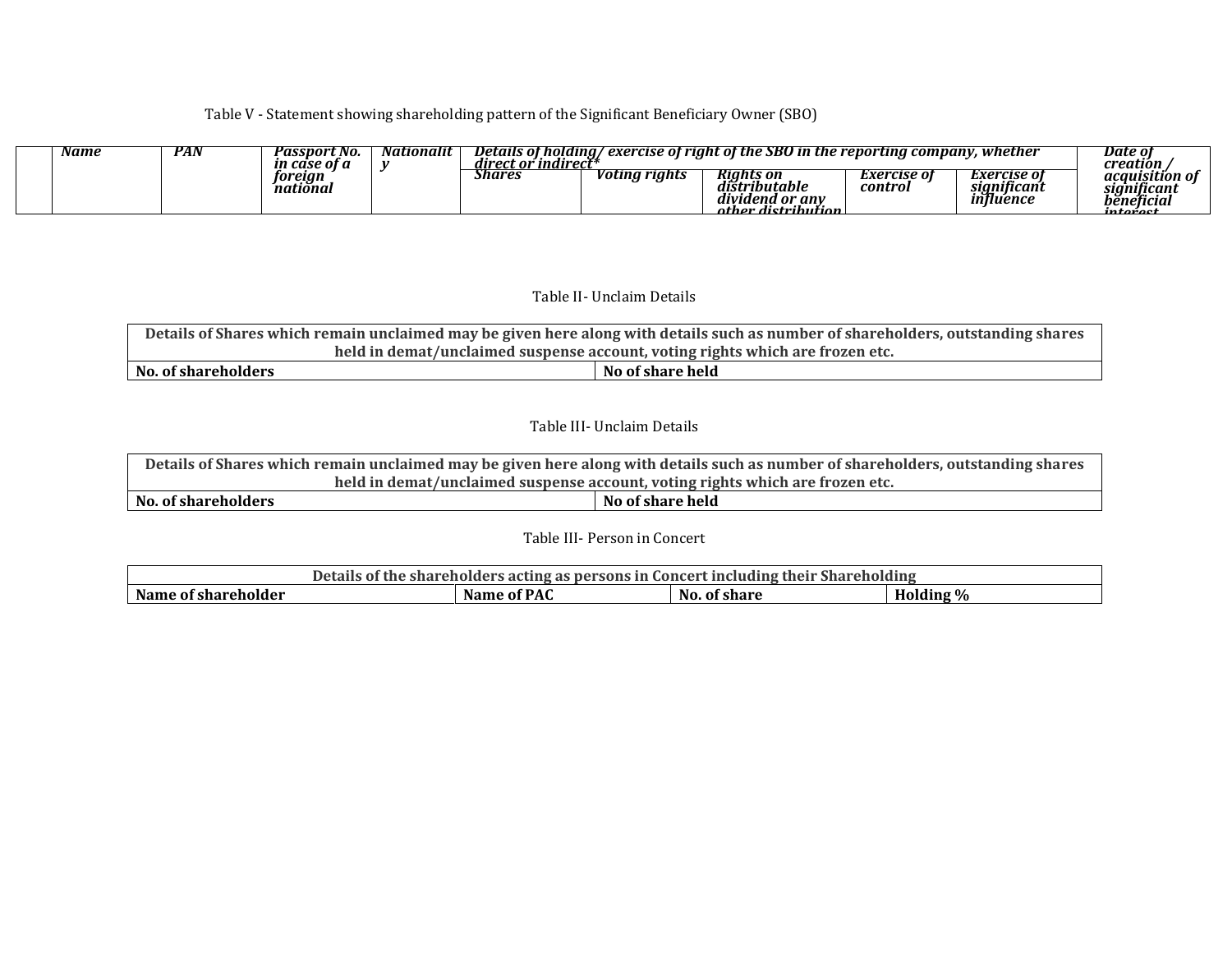Table V - Statement showing shareholding pattern of the Significant Beneficiary Owner (SBO)

| | *Name* | *PAN* | *Passport No. in case of a foreign national* | *Nationality* | *Details of holding/ exercise of right of the SBO in the reporting company, whether direct or indirect** | | | | | *Date of creation / acquisition of significant beneficial interest* |
|---|---|---|---|---|---|---|---|---|---|---|
| | | | | | *Shares* | *Voting rights* | *Rights on distributable dividend or any other distribution* | *Exercise of control* | *Exercise of significant influence* | |

Table II- Unclaim Details

| **Details of Shares which remain unclaimed may be given here along with details such as number of shareholders, outstanding shares held in demat/unclaimed suspense account, voting rights which are frozen etc.** | |
|---|---|
| **No. of shareholders** | **No of share held** |

Table III- Unclaim Details

| **Details of Shares which remain unclaimed may be given here along with details such as number of shareholders, outstanding shares held in demat/unclaimed suspense account, voting rights which are frozen etc.** | |
|---|---|
| **No. of shareholders** | **No of share held** |

Table III- Person in Concert

| **Details of the shareholders acting as persons in Concert including their Shareholding** | | | |
|---|---|---|---|
| **Name of shareholder** | **Name of PAC** | **No. of share** | **Holding %** |